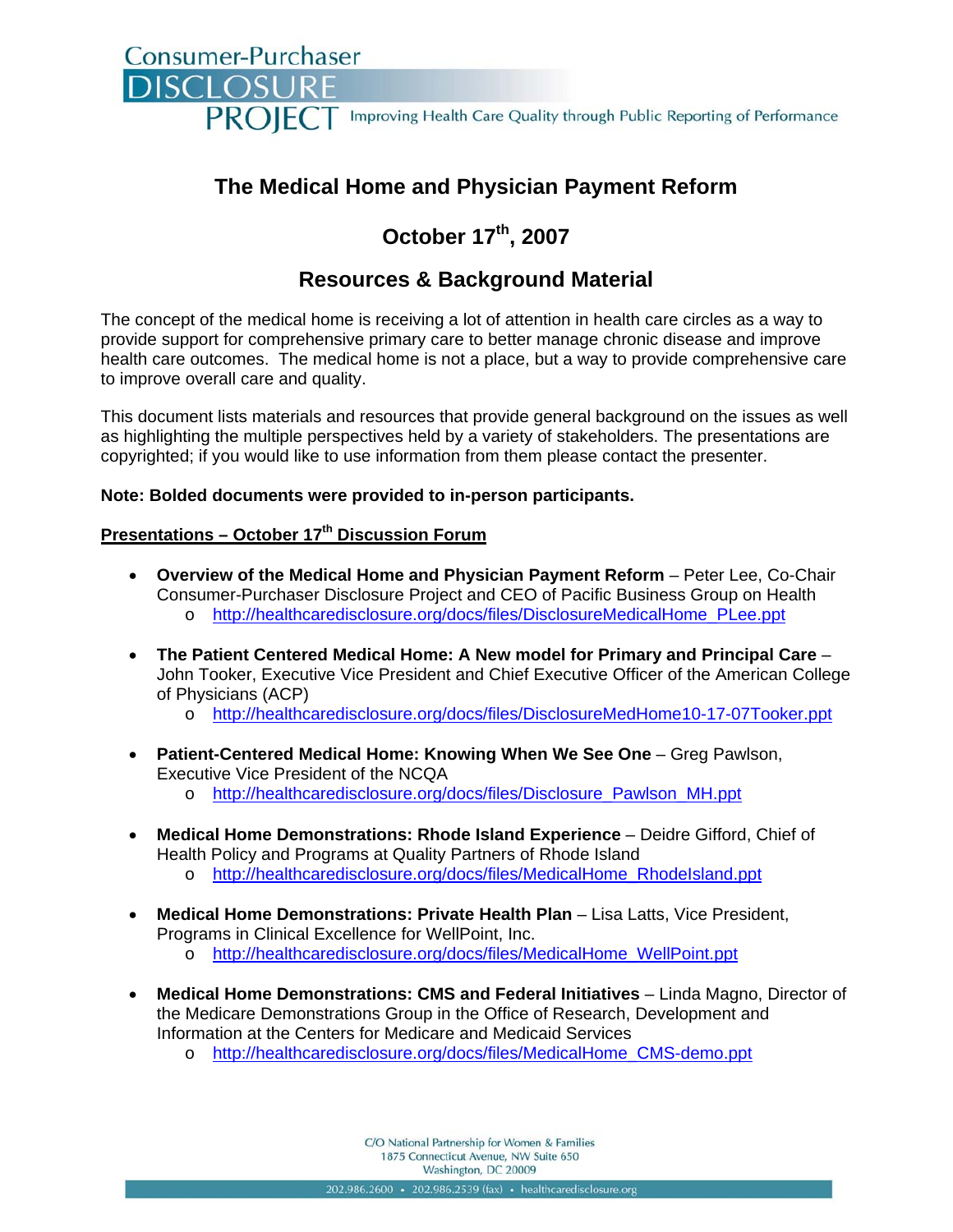Consumer-Purchaser DISCLOSURE PROJECT Improving Health Care Quality through Public Reporting of Performance

# The Medical Home and Physician Payment Reform

## October 17th, 2007

## Resources & Background Material

The concept of the medical home is receiving a lot of attention in health care circles as a way to provide support for comprehensive primary care to better manage chronic disease and improve health care outcomes. The medical home is not a place, but a way to provide comprehensive care to improve overall care and quality.

This document lists materials and resources that provide general background on the issues as well as highlighting the multiple perspectives held by a variety of stakeholders. The presentations are copyrighted; if you would like to use information from them please contact the presenter.

**Note: Bolded documents were provided to in-person participants.**

**Presentations – October 17th Discussion Forum**

- **Overview of the Medical Home and Physician Payment Reform** – Peter Lee, Co-Chair Consumer-Purchaser Disclosure Project and CEO of Pacific Business Group on Health
  - http://healthcaredisclosure.org/docs/files/DisclosureMedicalHome_PLee.ppt

- **The Patient Centered Medical Home: A New model for Primary and Principal Care** – John Tooker, Executive Vice President and Chief Executive Officer of the American College of Physicians (ACP)
  - http://healthcaredisclosure.org/docs/files/DisclosureMedHome10-17-07Tooker.ppt

- **Patient-Centered Medical Home: Knowing When We See One** – Greg Pawlson, Executive Vice President of the NCQA
  - http://healthcaredisclosure.org/docs/files/Disclosure_Pawlson_MH.ppt

- **Medical Home Demonstrations: Rhode Island Experience** – Deidre Gifford, Chief of Health Policy and Programs at Quality Partners of Rhode Island
  - http://healthcaredisclosure.org/docs/files/MedicalHome_RhodeIsland.ppt

- **Medical Home Demonstrations: Private Health Plan** – Lisa Latts, Vice President, Programs in Clinical Excellence for WellPoint, Inc.
  - http://healthcaredisclosure.org/docs/files/MedicalHome_WellPoint.ppt

- **Medical Home Demonstrations: CMS and Federal Initiatives** – Linda Magno, Director of the Medicare Demonstrations Group in the Office of Research, Development and Information at the Centers for Medicare and Medicaid Services
  - http://healthcaredisclosure.org/docs/files/MedicalHome_CMS-demo.ppt

C/O National Partnership for Women & Families
1875 Connecticut Avenue, NW Suite 650
Washington, DC 20009
202.986.2600 • 202.986.2539 (fax) • healthcaredisclosure.org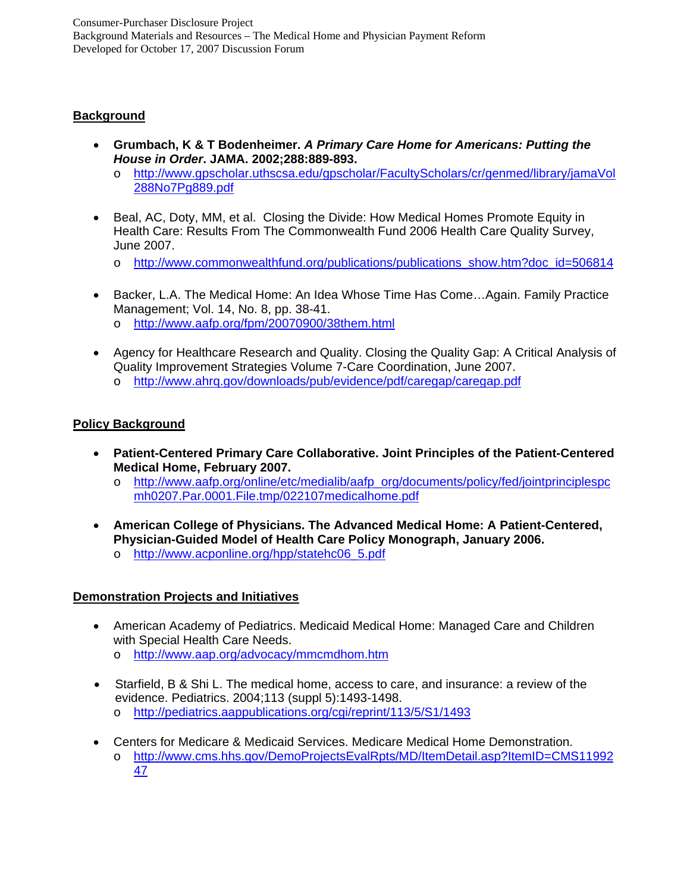## Background

- **Grumbach, K & T Bodenheimer. *A Primary Care Home for Americans: Putting the House in Order*. JAMA. 2002;288:889-893.**
  - http://www.gpscholar.uthscsa.edu/gpscholar/FacultyScholars/cr/genmed/library/jamaVol288No7Pg889.pdf

- Beal, AC, Doty, MM, et al. Closing the Divide: How Medical Homes Promote Equity in Health Care: Results From The Commonwealth Fund 2006 Health Care Quality Survey, June 2007.
  - http://www.commonwealthfund.org/publications/publications_show.htm?doc_id=506814

- Backer, L.A. The Medical Home: An Idea Whose Time Has Come…Again. Family Practice Management; Vol. 14, No. 8, pp. 38-41.
  - http://www.aafp.org/fpm/20070900/38them.html

- Agency for Healthcare Research and Quality. Closing the Quality Gap: A Critical Analysis of Quality Improvement Strategies Volume 7-Care Coordination, June 2007.
  - http://www.ahrq.gov/downloads/pub/evidence/pdf/caregap/caregap.pdf

## Policy Background

- **Patient-Centered Primary Care Collaborative. Joint Principles of the Patient-Centered Medical Home, February 2007.**
  - http://www.aafp.org/online/etc/medialib/aafp_org/documents/policy/fed/jointprinciplespcmh0207.Par.0001.File.tmp/022107medicalhome.pdf

- **American College of Physicians. The Advanced Medical Home: A Patient-Centered, Physician-Guided Model of Health Care Policy Monograph, January 2006.**
  - http://www.acponline.org/hpp/statehc06_5.pdf

## Demonstration Projects and Initiatives

- American Academy of Pediatrics. Medicaid Medical Home: Managed Care and Children with Special Health Care Needs.
  - http://www.aap.org/advocacy/mmcmdhom.htm

- Starfield, B & Shi L. The medical home, access to care, and insurance: a review of the evidence. Pediatrics. 2004;113 (suppl 5):1493-1498.
  - http://pediatrics.aappublications.org/cgi/reprint/113/5/S1/1493

- Centers for Medicare & Medicaid Services. Medicare Medical Home Demonstration.
  - http://www.cms.hhs.gov/DemoProjectsEvalRpts/MD/ItemDetail.asp?ItemID=CMS1199247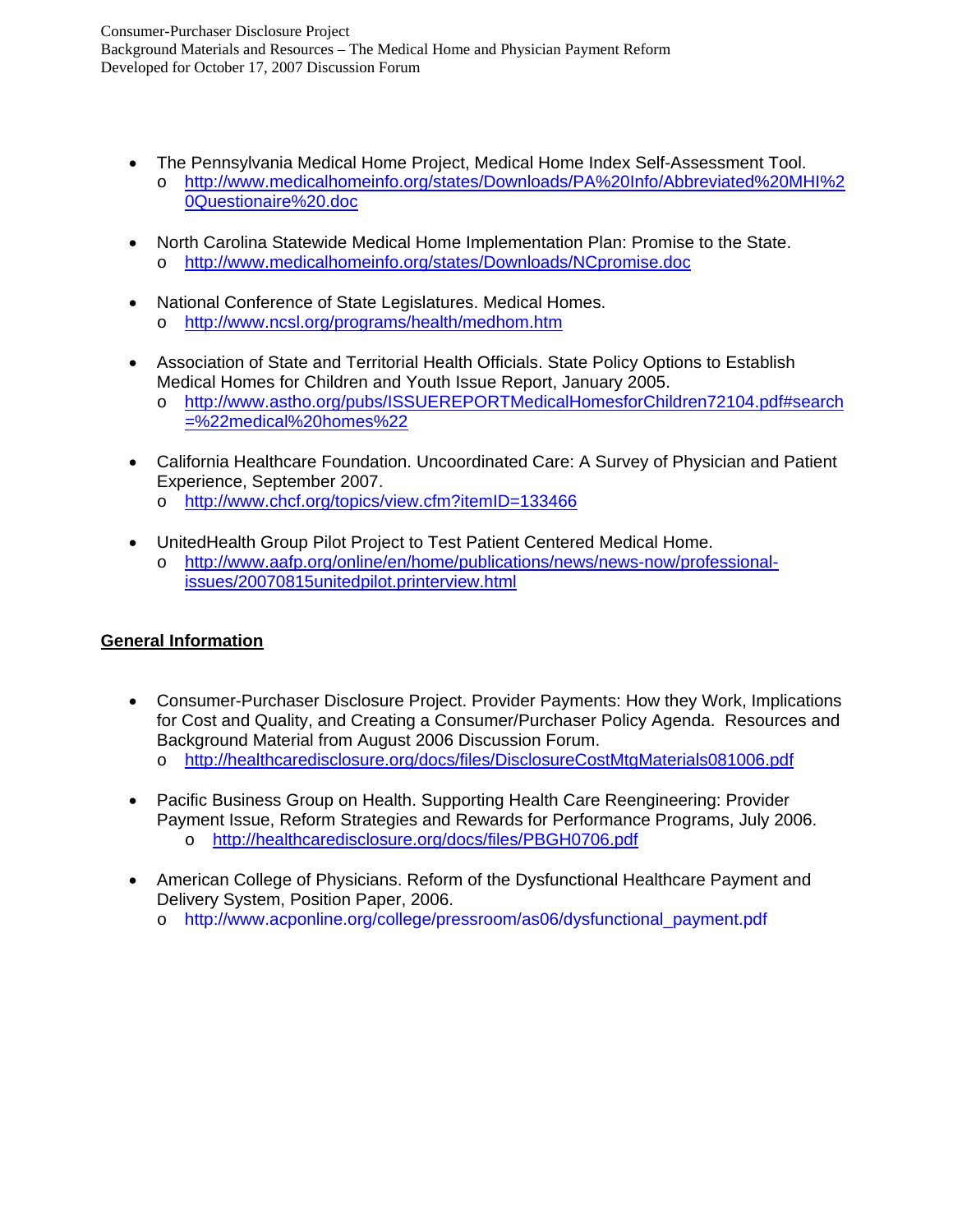- The Pennsylvania Medical Home Project, Medical Home Index Self-Assessment Tool.
  - http://www.medicalhomeinfo.org/states/Downloads/PA%20Info/Abbreviated%20MHI%20Questionaire%20.doc

- North Carolina Statewide Medical Home Implementation Plan: Promise to the State.
  - http://www.medicalhomeinfo.org/states/Downloads/NCpromise.doc

- National Conference of State Legislatures. Medical Homes.
  - http://www.ncsl.org/programs/health/medhom.htm

- Association of State and Territorial Health Officials. State Policy Options to Establish Medical Homes for Children and Youth Issue Report, January 2005.
  - http://www.astho.org/pubs/ISSUEREPORTMedicalHomesforChildren72104.pdf#search=%22medical%20homes%22

- California Healthcare Foundation. Uncoordinated Care: A Survey of Physician and Patient Experience, September 2007.
  - http://www.chcf.org/topics/view.cfm?itemID=133466

- UnitedHealth Group Pilot Project to Test Patient Centered Medical Home.
  - http://www.aafp.org/online/en/home/publications/news/news-now/professional-issues/20070815unitedpilot.printerview.html

**General Information**

- Consumer-Purchaser Disclosure Project. Provider Payments: How they Work, Implications for Cost and Quality, and Creating a Consumer/Purchaser Policy Agenda. Resources and Background Material from August 2006 Discussion Forum.
  - http://healthcaredisclosure.org/docs/files/DisclosureCostMtgMaterials081006.pdf

- Pacific Business Group on Health. Supporting Health Care Reengineering: Provider Payment Issue, Reform Strategies and Rewards for Performance Programs, July 2006.
  - http://healthcaredisclosure.org/docs/files/PBGH0706.pdf

- American College of Physicians. Reform of the Dysfunctional Healthcare Payment and Delivery System, Position Paper, 2006.
  - http://www.acponline.org/college/pressroom/as06/dysfunctional_payment.pdf